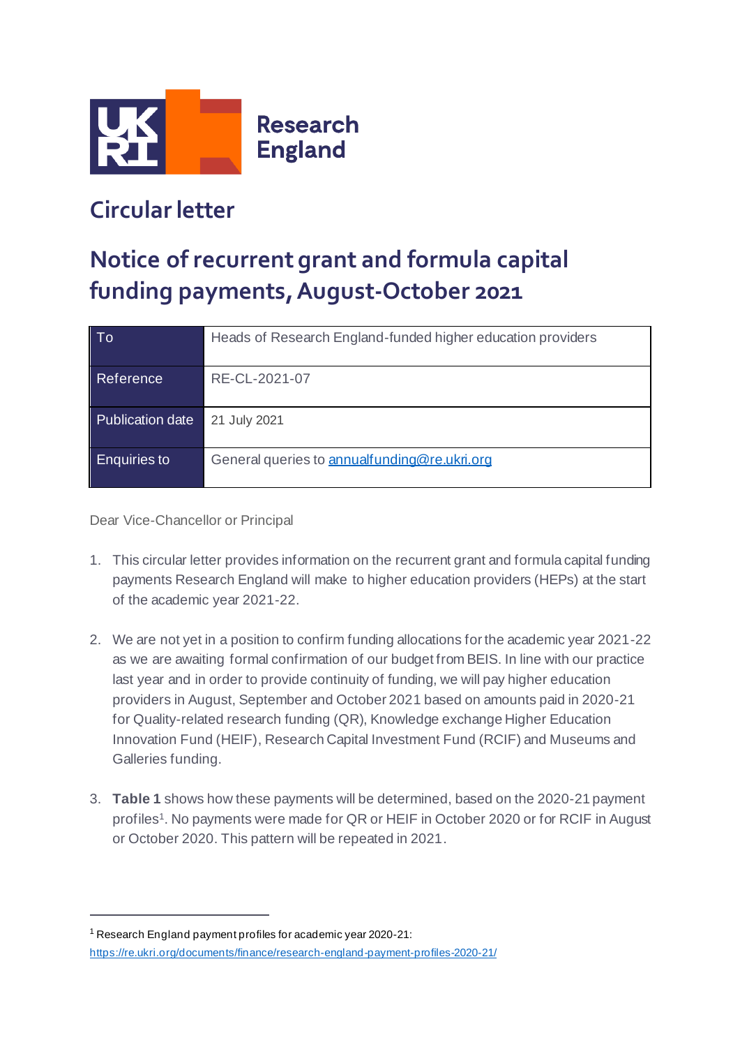# Circular letter

# Notice of recurrent grant and formula capital funding payments, August-October 2021

| To | Heads of Research England-funded higher education providers |
|---|---|
| Reference | RE-CL-2021-07 |
| Publication date | 21 July 2021 |
| Enquiries to | General queries to annualfunding@re.ukri.org |

Dear Vice-Chancellor or Principal

1. This circular letter provides information on the recurrent grant and formula capital funding payments Research England will make to higher education providers (HEPs) at the start of the academic year 2021-22.

2. We are not yet in a position to confirm funding allocations for the academic year 2021-22 as we are awaiting formal confirmation of our budget from BEIS. In line with our practice last year and in order to provide continuity of funding, we will pay higher education providers in August, September and October 2021 based on amounts paid in 2020-21 for Quality-related research funding (QR), Knowledge exchange Higher Education Innovation Fund (HEIF), Research Capital Investment Fund (RCIF) and Museums and Galleries funding.

3. **Table 1** shows how these payments will be determined, based on the 2020-21 payment profiles[1]. No payments were made for QR or HEIF in October 2020 or for RCIF in August or October 2020. This pattern will be repeated in 2021.

[1] Research England payment profiles for academic year 2020-21: https://re.ukri.org/documents/finance/research-england-payment-profiles-2020-21/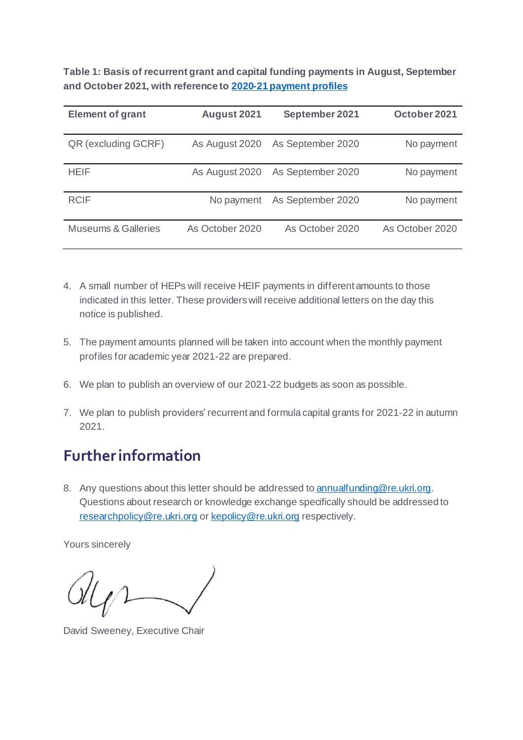**Table 1: Basis of recurrent grant and capital funding payments in August, September and October 2021, with reference to [2020-21 payment profiles]**

| Element of grant | August 2021 | September 2021 | October 2021 |
|---|---|---|---|
| QR (excluding GCRF) | As August 2020 | As September 2020 | No payment |
| HEIF | As August 2020 | As September 2020 | No payment |
| RCIF | No payment | As September 2020 | No payment |
| Museums & Galleries | As October 2020 | As October 2020 | As October 2020 |

4. A small number of HEPs will receive HEIF payments in different amounts to those indicated in this letter. These providers will receive additional letters on the day this notice is published.

5. The payment amounts planned will be taken into account when the monthly payment profiles for academic year 2021-22 are prepared.

6. We plan to publish an overview of our 2021-22 budgets as soon as possible.

7. We plan to publish providers' recurrent and formula capital grants for 2021-22 in autumn 2021.

## Further information

8. Any questions about this letter should be addressed to annualfunding@re.ukri.org. Questions about research or knowledge exchange specifically should be addressed to researchpolicy@re.ukri.org or kepolicy@re.ukri.org respectively.

Yours sincerely

David Sweeney, Executive Chair